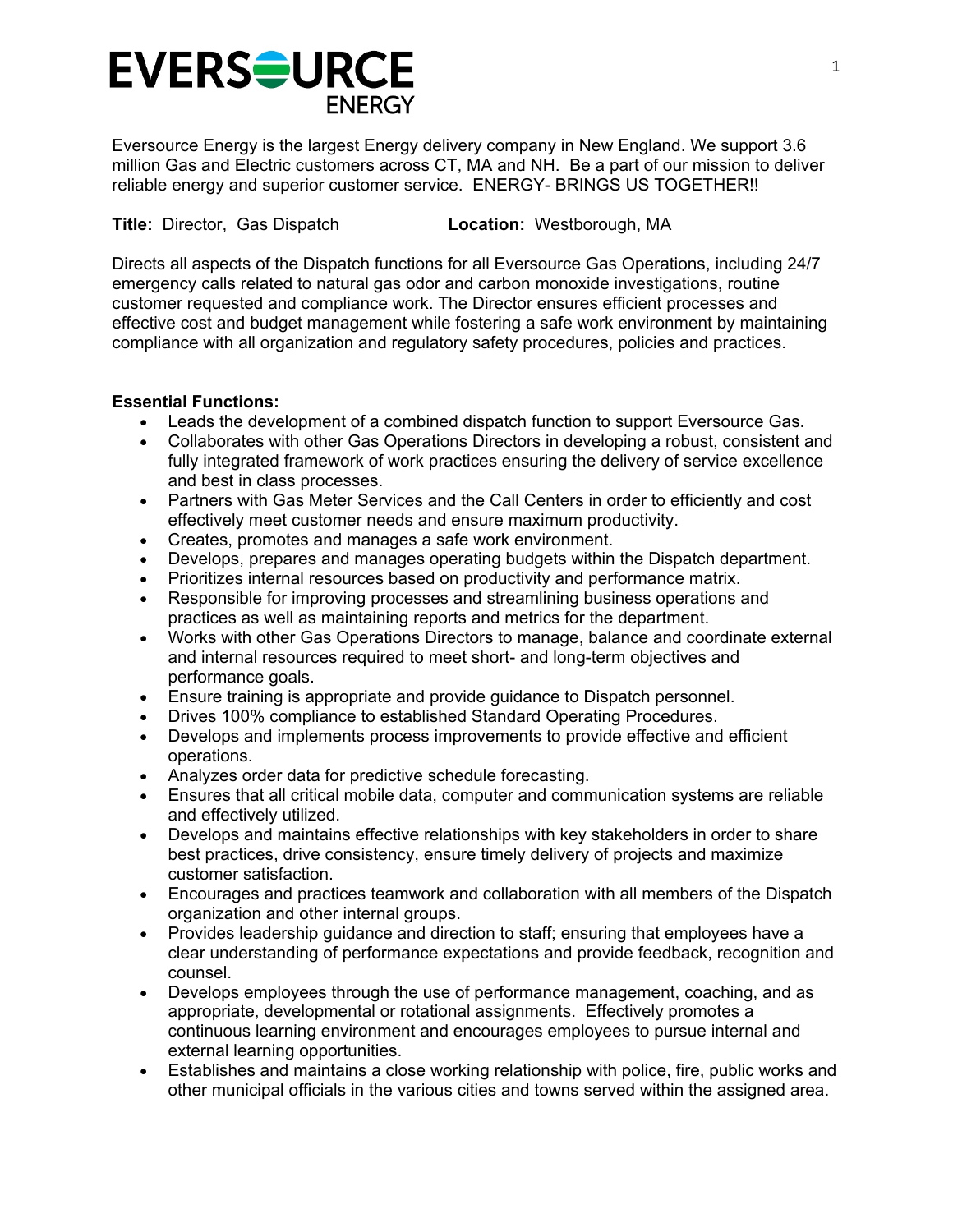Eversource Energy is the largest Energy delivery company in New England. We support 3.6 million Gas and Electric customers across CT, MA and NH. Be a part of our mission to deliver reliable energy and superior customer service. ENERGY- BRINGS US TOGETHER!!

**Title:** Director, Gas Dispatch **Location:** Westborough, MA

Directs all aspects of the Dispatch functions for all Eversource Gas Operations, including 24/7 emergency calls related to natural gas odor and carbon monoxide investigations, routine customer requested and compliance work. The Director ensures efficient processes and effective cost and budget management while fostering a safe work environment by maintaining compliance with all organization and regulatory safety procedures, policies and practices.

**Essential Functions:**

- Leads the development of a combined dispatch function to support Eversource Gas.
- Collaborates with other Gas Operations Directors in developing a robust, consistent and fully integrated framework of work practices ensuring the delivery of service excellence and best in class processes.
- Partners with Gas Meter Services and the Call Centers in order to efficiently and cost effectively meet customer needs and ensure maximum productivity.
- Creates, promotes and manages a safe work environment.
- Develops, prepares and manages operating budgets within the Dispatch department.
- Prioritizes internal resources based on productivity and performance matrix.
- Responsible for improving processes and streamlining business operations and practices as well as maintaining reports and metrics for the department.
- Works with other Gas Operations Directors to manage, balance and coordinate external and internal resources required to meet short- and long-term objectives and performance goals.
- Ensure training is appropriate and provide guidance to Dispatch personnel.
- Drives 100% compliance to established Standard Operating Procedures.
- Develops and implements process improvements to provide effective and efficient operations.
- Analyzes order data for predictive schedule forecasting.
- Ensures that all critical mobile data, computer and communication systems are reliable and effectively utilized.
- Develops and maintains effective relationships with key stakeholders in order to share best practices, drive consistency, ensure timely delivery of projects and maximize customer satisfaction.
- Encourages and practices teamwork and collaboration with all members of the Dispatch organization and other internal groups.
- Provides leadership guidance and direction to staff; ensuring that employees have a clear understanding of performance expectations and provide feedback, recognition and counsel.
- Develops employees through the use of performance management, coaching, and as appropriate, developmental or rotational assignments. Effectively promotes a continuous learning environment and encourages employees to pursue internal and external learning opportunities.
- Establishes and maintains a close working relationship with police, fire, public works and other municipal officials in the various cities and towns served within the assigned area.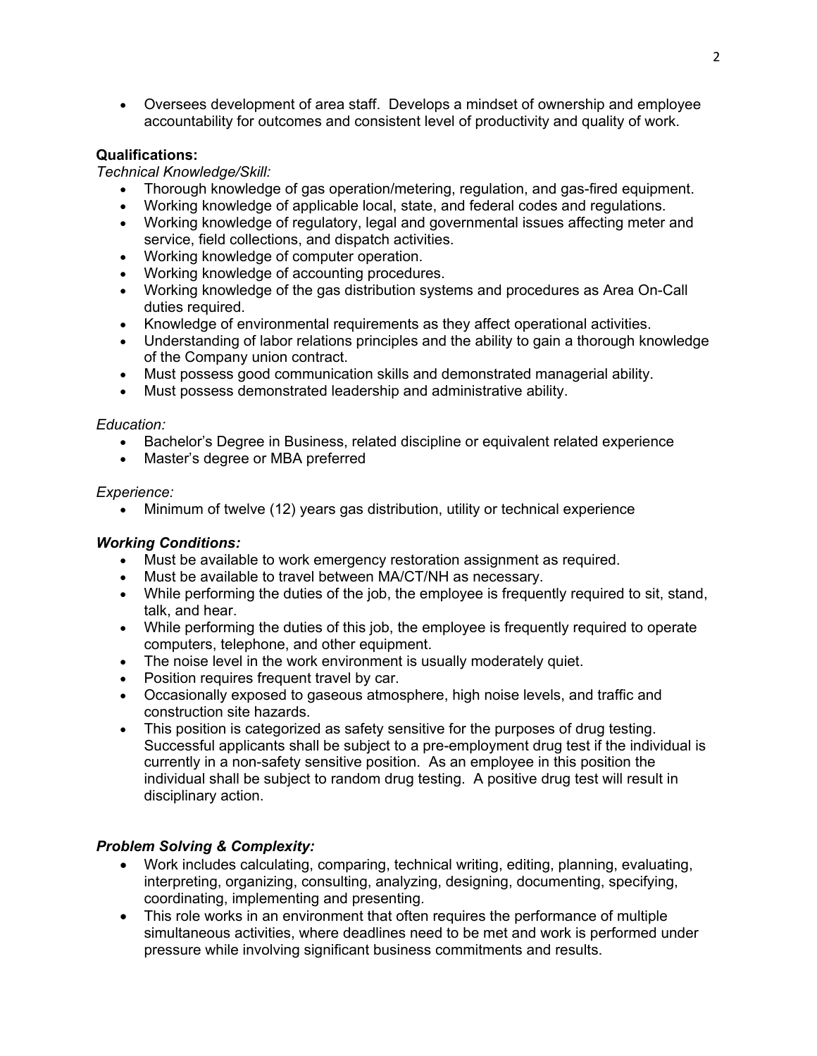- Oversees development of area staff. Develops a mindset of ownership and employee accountability for outcomes and consistent level of productivity and quality of work.

**Qualifications:**

*Technical Knowledge/Skill:*

- Thorough knowledge of gas operation/metering, regulation, and gas-fired equipment.
- Working knowledge of applicable local, state, and federal codes and regulations.
- Working knowledge of regulatory, legal and governmental issues affecting meter and service, field collections, and dispatch activities.
- Working knowledge of computer operation.
- Working knowledge of accounting procedures.
- Working knowledge of the gas distribution systems and procedures as Area On-Call duties required.
- Knowledge of environmental requirements as they affect operational activities.
- Understanding of labor relations principles and the ability to gain a thorough knowledge of the Company union contract.
- Must possess good communication skills and demonstrated managerial ability.
- Must possess demonstrated leadership and administrative ability.

*Education:*

- Bachelor's Degree in Business, related discipline or equivalent related experience
- Master's degree or MBA preferred

*Experience:*

- Minimum of twelve (12) years gas distribution, utility or technical experience

***Working Conditions:***

- Must be available to work emergency restoration assignment as required.
- Must be available to travel between MA/CT/NH as necessary.
- While performing the duties of the job, the employee is frequently required to sit, stand, talk, and hear.
- While performing the duties of this job, the employee is frequently required to operate computers, telephone, and other equipment.
- The noise level in the work environment is usually moderately quiet.
- Position requires frequent travel by car.
- Occasionally exposed to gaseous atmosphere, high noise levels, and traffic and construction site hazards.
- This position is categorized as safety sensitive for the purposes of drug testing. Successful applicants shall be subject to a pre-employment drug test if the individual is currently in a non-safety sensitive position. As an employee in this position the individual shall be subject to random drug testing. A positive drug test will result in disciplinary action.

***Problem Solving & Complexity:***

- Work includes calculating, comparing, technical writing, editing, planning, evaluating, interpreting, organizing, consulting, analyzing, designing, documenting, specifying, coordinating, implementing and presenting.
- This role works in an environment that often requires the performance of multiple simultaneous activities, where deadlines need to be met and work is performed under pressure while involving significant business commitments and results.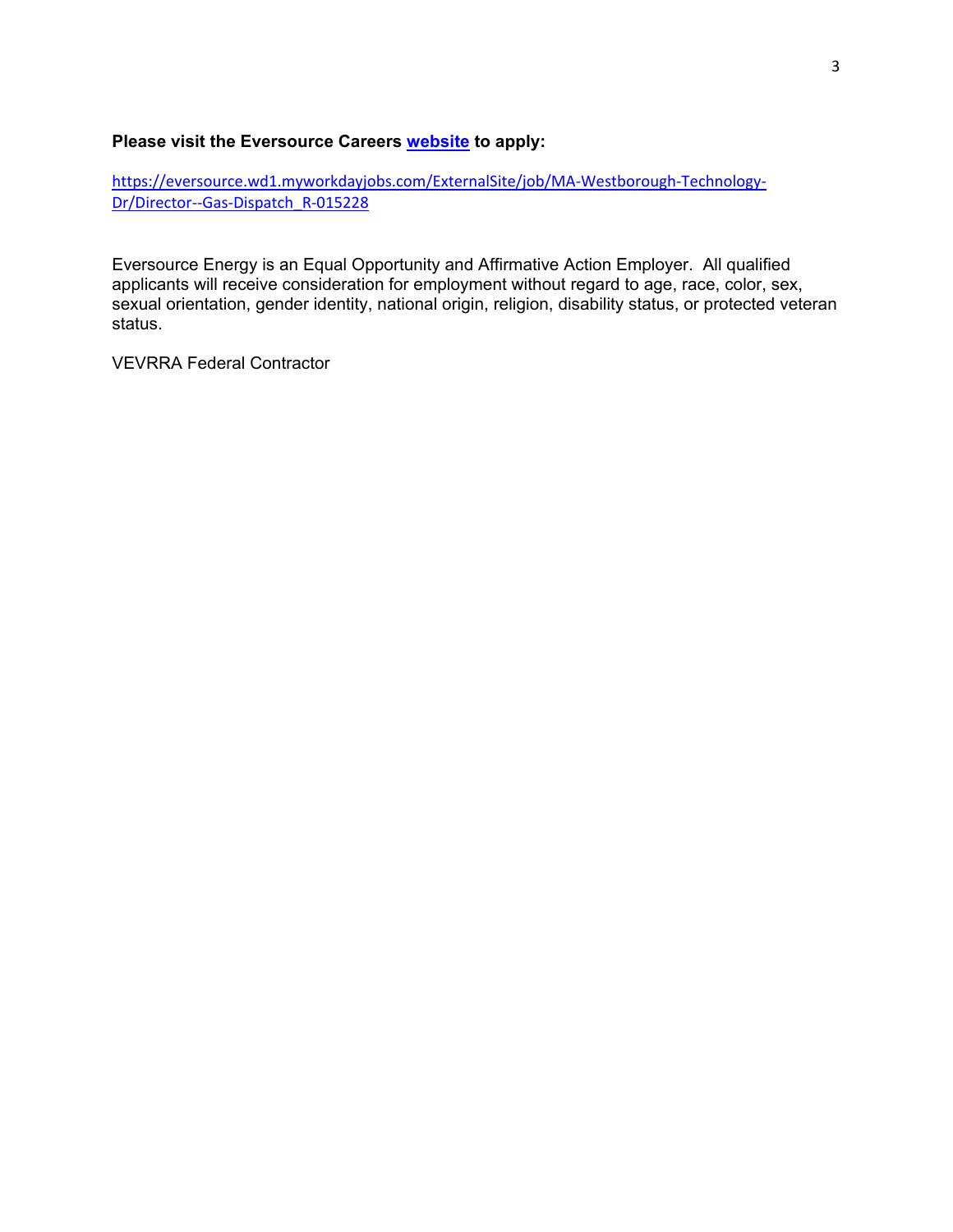**Please visit the Eversource Careers [website](https://eversource.wd1.myworkdayjobs.com/ExternalSite/job/MA-Westborough-Technology-Dr/Director--Gas-Dispatch_R-015228) to apply:**

[https://eversource.wd1.myworkdayjobs.com/ExternalSite/job/MA-Westborough-Technology-Dr/Director--Gas-Dispatch_R-015228](https://eversource.wd1.myworkdayjobs.com/ExternalSite/job/MA-Westborough-Technology-Dr/Director--Gas-Dispatch_R-015228)

Eversource Energy is an Equal Opportunity and Affirmative Action Employer. All qualified applicants will receive consideration for employment without regard to age, race, color, sex, sexual orientation, gender identity, national origin, religion, disability status, or protected veteran status.

VEVRRA Federal Contractor